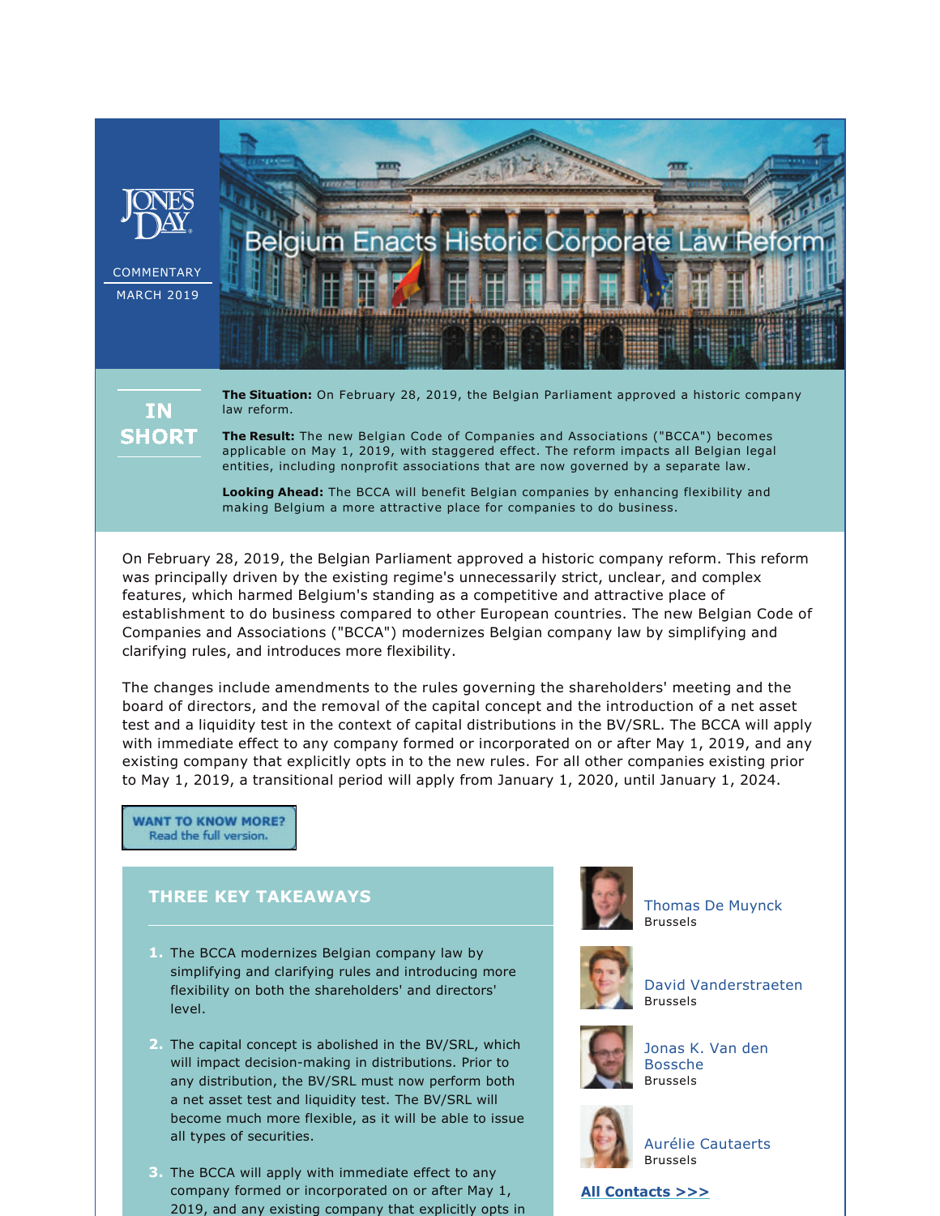JONES DAY

COMMENTARY

MARCH 2019

# Belgium Enacts Historic Corporate Law Reform

**IN SHORT**

**The Situation:** On February 28, 2019, the Belgian Parliament approved a historic company law reform.

**The Result:** The new Belgian Code of Companies and Associations ("BCCA") becomes applicable on May 1, 2019, with staggered effect. The reform impacts all Belgian legal entities, including nonprofit associations that are now governed by a separate law.

**Looking Ahead:** The BCCA will benefit Belgian companies by enhancing flexibility and making Belgium a more attractive place for companies to do business.

On February 28, 2019, the Belgian Parliament approved a historic company reform. This reform was principally driven by the existing regime's unnecessarily strict, unclear, and complex features, which harmed Belgium's standing as a competitive and attractive place of establishment to do business compared to other European countries. The new Belgian Code of Companies and Associations ("BCCA") modernizes Belgian company law by simplifying and clarifying rules, and introduces more flexibility.

The changes include amendments to the rules governing the shareholders' meeting and the board of directors, and the removal of the capital concept and the introduction of a net asset test and a liquidity test in the context of capital distributions in the BV/SRL. The BCCA will apply with immediate effect to any company formed or incorporated on or after May 1, 2019, and any existing company that explicitly opts in to the new rules. For all other companies existing prior to May 1, 2019, a transitional period will apply from January 1, 2020, until January 1, 2024.

WANT TO KNOW MORE? Read the full version.

## THREE KEY TAKEAWAYS

1. The BCCA modernizes Belgian company law by simplifying and clarifying rules and introducing more flexibility on both the shareholders' and directors' level.

2. The capital concept is abolished in the BV/SRL, which will impact decision-making in distributions. Prior to any distribution, the BV/SRL must now perform both a net asset test and liquidity test. The BV/SRL will become much more flexible, as it will be able to issue all types of securities.

3. The BCCA will apply with immediate effect to any company formed or incorporated on or after May 1, 2019, and any existing company that explicitly opts in

Thomas De Muynck
Brussels

David Vanderstraeten
Brussels

Jonas K. Van den Bossche
Brussels

Aurélie Cautaerts
Brussels

**All Contacts >>>**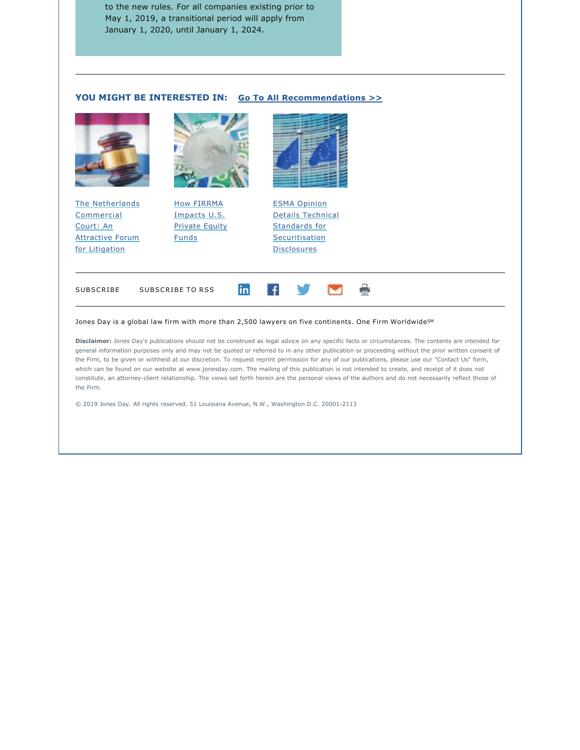to the new rules. For all companies existing prior to May 1, 2019, a transitional period will apply from January 1, 2020, until January 1, 2024.

---

**YOU MIGHT BE INTERESTED IN:** Go To All Recommendations >>

The Netherlands Commercial Court: An Attractive Forum for Litigation

How FIRRMA Impacts U.S. Private Equity Funds

ESMA Opinion Details Technical Standards for Securitisation Disclosures

---

SUBSCRIBE SUBSCRIBE TO RSS

---

Jones Day is a global law firm with more than 2,500 lawyers on five continents. One Firm Worldwide℠

**Disclaimer:** Jones Day's publications should not be construed as legal advice on any specific facts or circumstances. The contents are intended for general information purposes only and may not be quoted or referred to in any other publication or proceeding without the prior written consent of the Firm, to be given or withheld at our discretion. To request reprint permission for any of our publications, please use our "Contact Us" form, which can be found on our website at www.jonesday.com. The mailing of this publication is not intended to create, and receipt of it does not constitute, an attorney-client relationship. The views set forth herein are the personal views of the authors and do not necessarily reflect those of the Firm.

© 2019 Jones Day. All rights reserved. 51 Louisiana Avenue, N.W., Washington D.C. 20001-2113